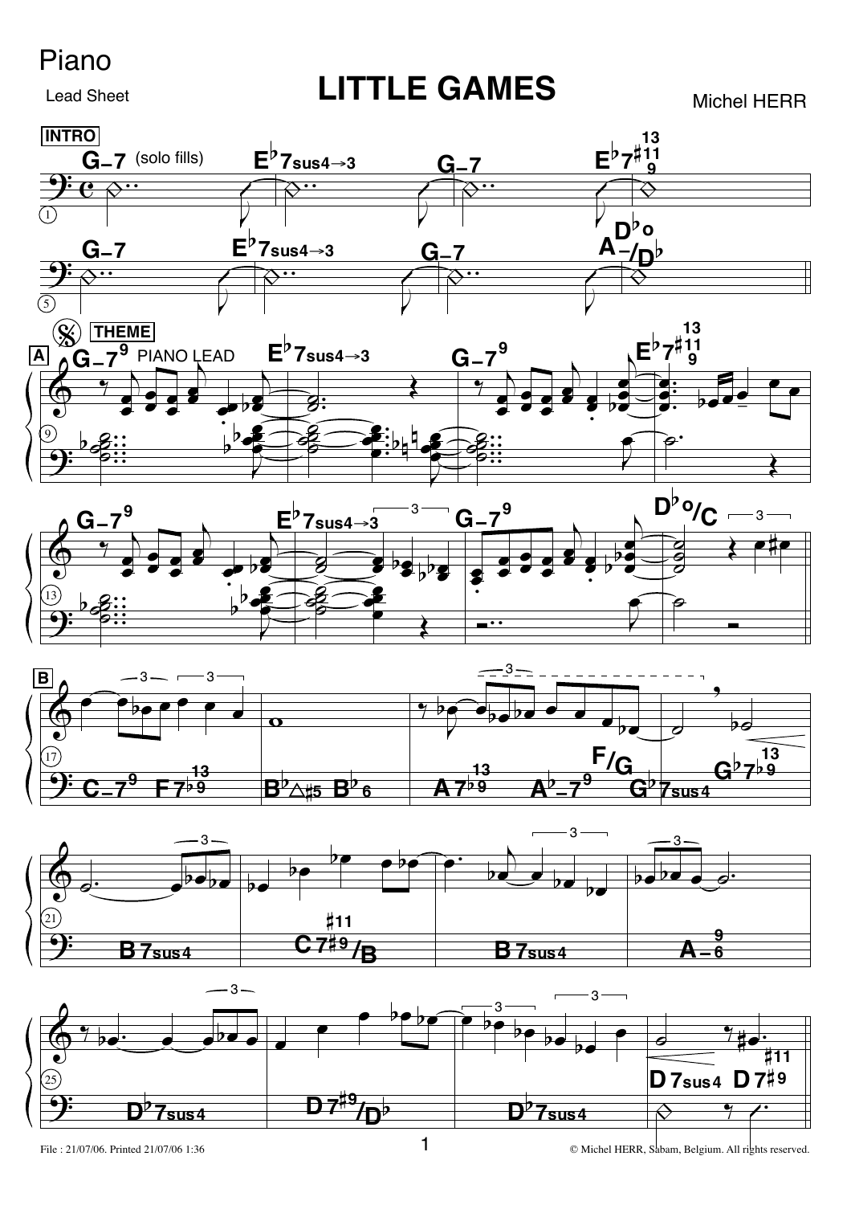Piano

Lead Sheet

# LITTLE GAMES

Michel HERR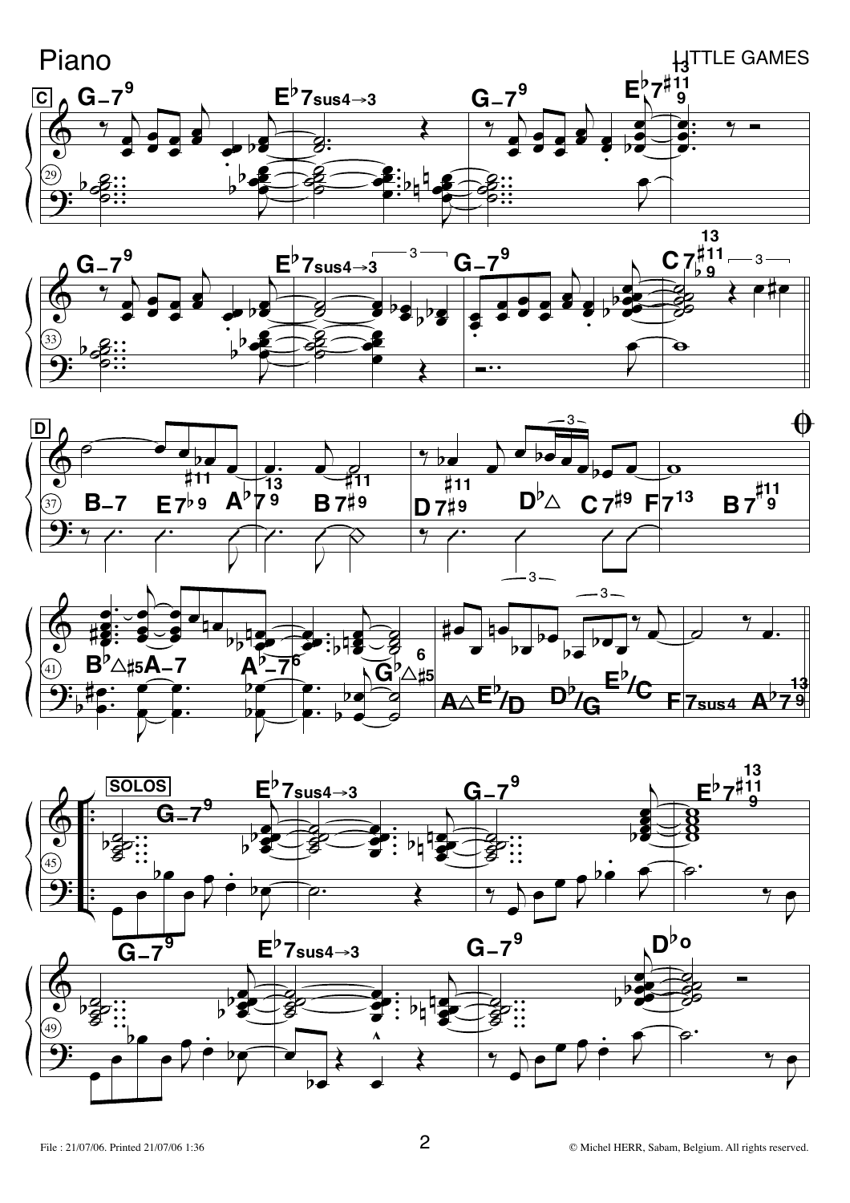Piano

**C** (29)

G-7^9 | E♭7sus4→3 | G-7^9 | E♭7(13, ♯11, 9)

(33)

G-7^9 | E♭7sus4→3 | G-7^9 | C7(13, ♯11, ♭9)

**D** (37)

B-7 E7♭9 | A♭7(13, 9) B7♯9 | D7♯9 D♭△ | C7♯9 F7^13 B7(♯11, 9)

(41)

B♭△♯5 A-7 | A♭-7^6 G♭△♯5 (6) | A△ E♭/D D♭/G E♭/C | F7sus4 A♭7(13, 9)

**SOLOS** (45)

G-7^9 | E♭7sus4→3 | G-7^9 | E♭7(13, ♯11, 9)

(49)

G-7^9 | E♭7sus4→3 | G-7^9 | D♭o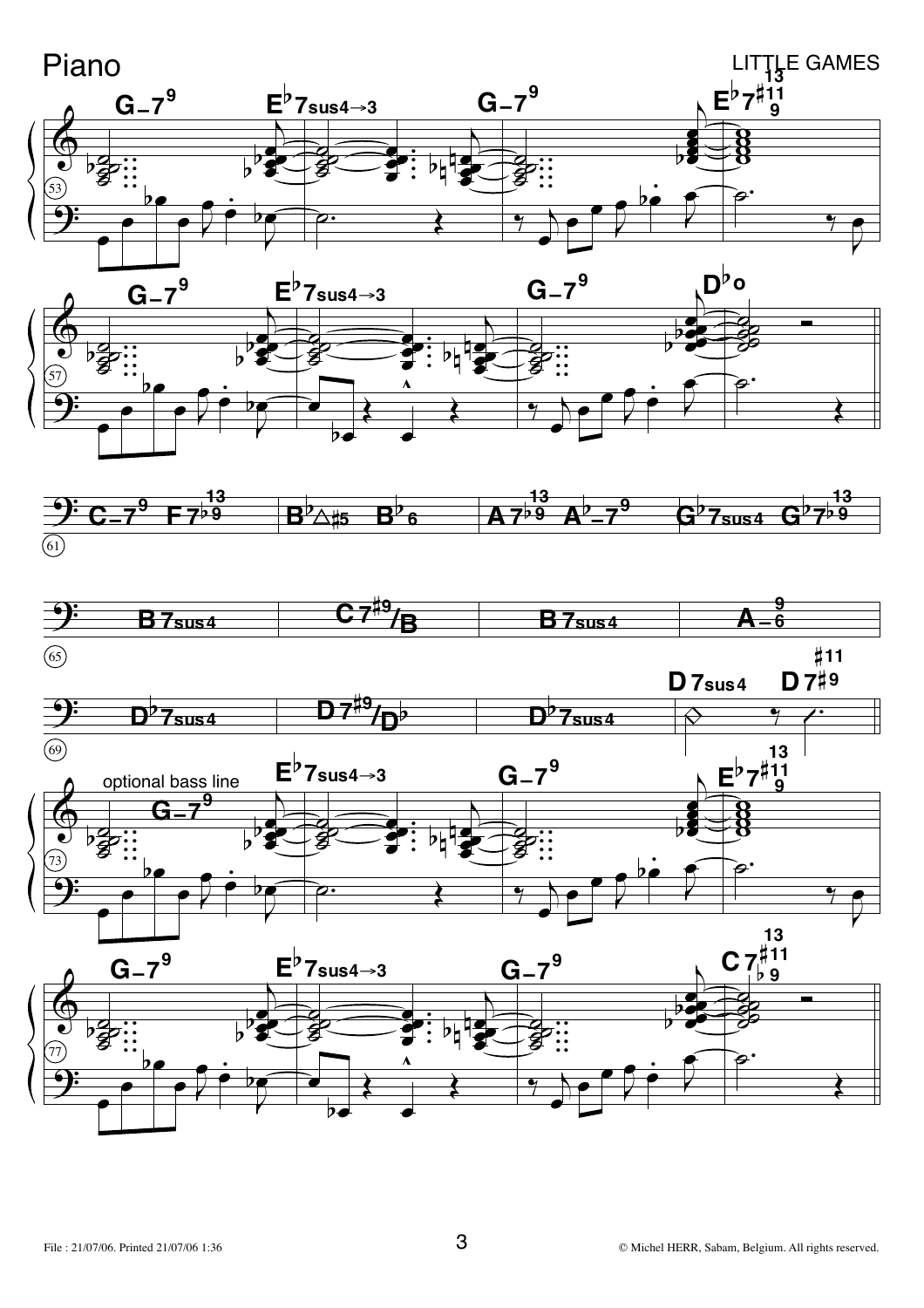G−7⁹ | E♭7sus4→3 | G−7⁹ | E♭7♯11 9 13

G−7⁹ | E♭7sus4→3 | G−7⁹ | D♭o

C−7⁹ F7♭9 13 | B♭△♯5 B♭6 | A7♭9 13 A♭−7⁹ | G♭7sus4 G♭7♭9 13

B7sus4 | C7♯9/B | B7sus4 | A−6 9

D♭7sus4 | D7♯9/D♭ | D♭7sus4 | D7sus4 D7♯9 ♯11

optional bass line

G−7⁹ | E♭7sus4→3 | G−7⁹ | E♭7♯11 9 13

G−7⁹ | E♭7sus4→3 | G−7⁹ | C7♯11 ♭9 13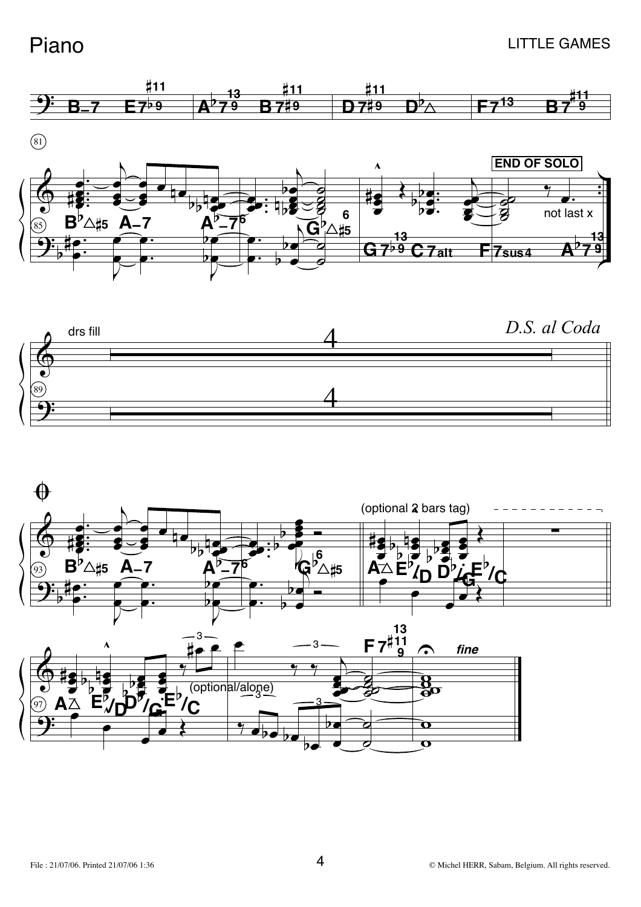END OF SOLO

not last x

drs fill

*D.S. al Coda*

(optional 2 bars tag)

(optional/alone)

*fine*